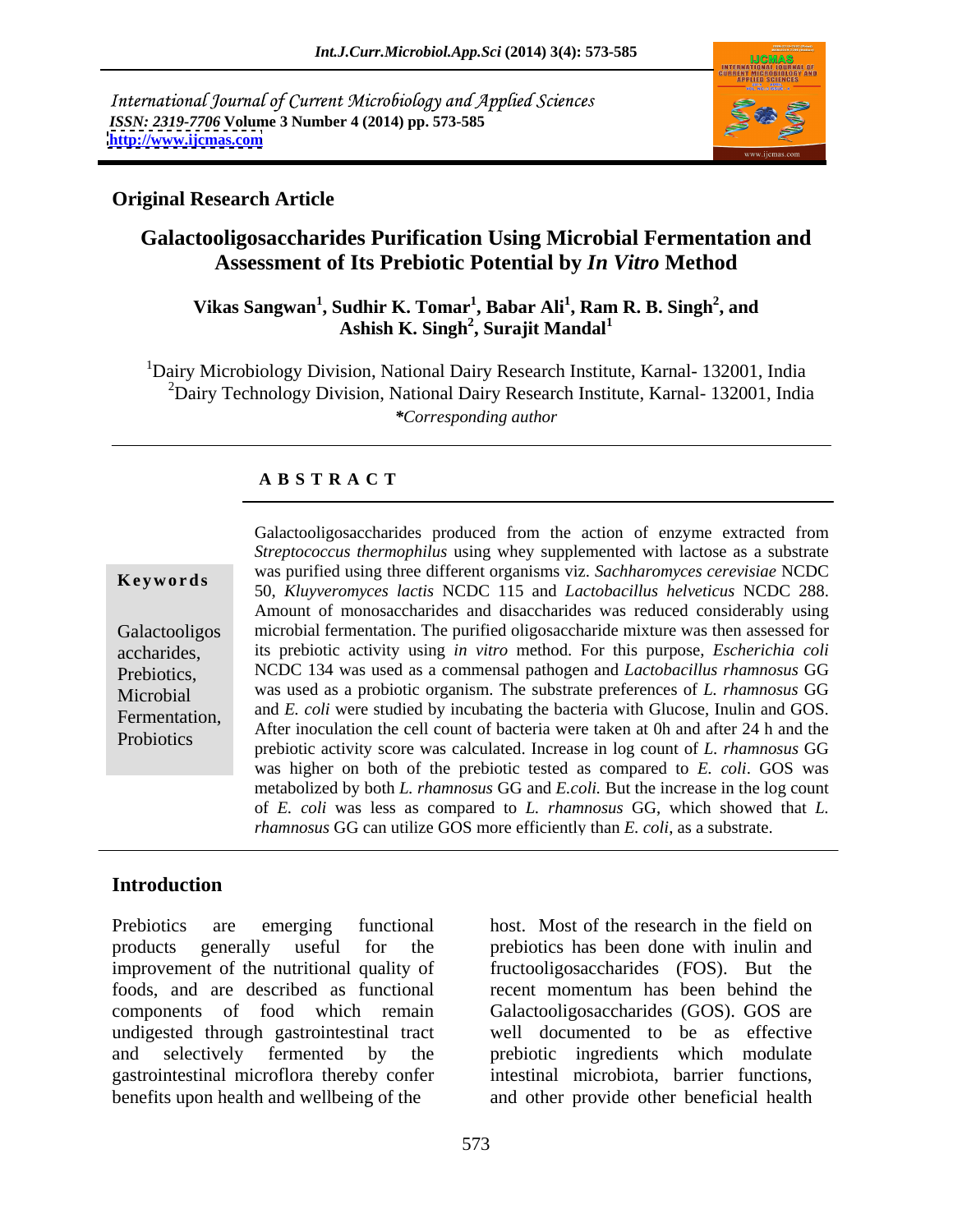International Journal of Current Microbiology and Applied Sciences
*ISSN: 2319-7706* **Volume 3 Number 4 (2014) pp. 573-585**
**http://www.ijcmas.com**

**Original Research Article**

# Galactooligosaccharides Purification Using Microbial Fermentation and Assessment of Its Prebiotic Potential by *In Vitro* Method

**Vikas Sangwan[1], Sudhir K. Tomar[1], Babar Ali[1], Ram R. B. Singh[2], and Ashish K. Singh[2], Surajit Mandal[1]**

[1]Dairy Microbiology Division, National Dairy Research Institute, Karnal- 132001, India
[2]Dairy Technology Division, National Dairy Research Institute, Karnal- 132001, India
***Corresponding author***

## A B S T R A C T

**Keywords**

Galactooligosaccharides, Prebiotics, Microbial Fermentation, Probiotics

Galactooligosaccharides produced from the action of enzyme extracted from *Streptococcus thermophilus* using whey supplemented with lactose as a substrate was purified using three different organisms viz. *Sachharomyces cerevisiae* NCDC 50, *Kluyveromyces lactis* NCDC 115 and *Lactobacillus helveticus* NCDC 288. Amount of monosaccharides and disaccharides was reduced considerably using microbial fermentation. The purified oligosaccharide mixture was then assessed for its prebiotic activity using *in vitro* method. For this purpose, *Escherichia coli* NCDC 134 was used as a commensal pathogen and *Lactobacillus rhamnosus* GG was used as a probiotic organism. The substrate preferences of *L. rhamnosus* GG and *E. coli* were studied by incubating the bacteria with Glucose, Inulin and GOS. After inoculation the cell count of bacteria were taken at 0h and after 24 h and the prebiotic activity score was calculated. Increase in log count of *L. rhamnosus* GG was higher on both of the prebiotic tested as compared to *E. coli*. GOS was metabolized by both *L. rhamnosus* GG and *E.coli.* But the increase in the log count of *E. coli* was less as compared to *L. rhamnosus* GG, which showed that *L. rhamnosus* GG can utilize GOS more efficiently than *E. coli*, as a substrate.

## Introduction

Prebiotics are emerging functional products generally useful for the improvement of the nutritional quality of foods, and are described as functional components of food which remain undigested through gastrointestinal tract and selectively fermented by the gastrointestinal microflora thereby confer benefits upon health and wellbeing of the host. Most of the research in the field on prebiotics has been done with inulin and fructooligosaccharides (FOS). But the recent momentum has been behind the Galactooligosaccharides (GOS). GOS are well documented to be as effective prebiotic ingredients which modulate intestinal microbiota, barrier functions, and other provide other beneficial health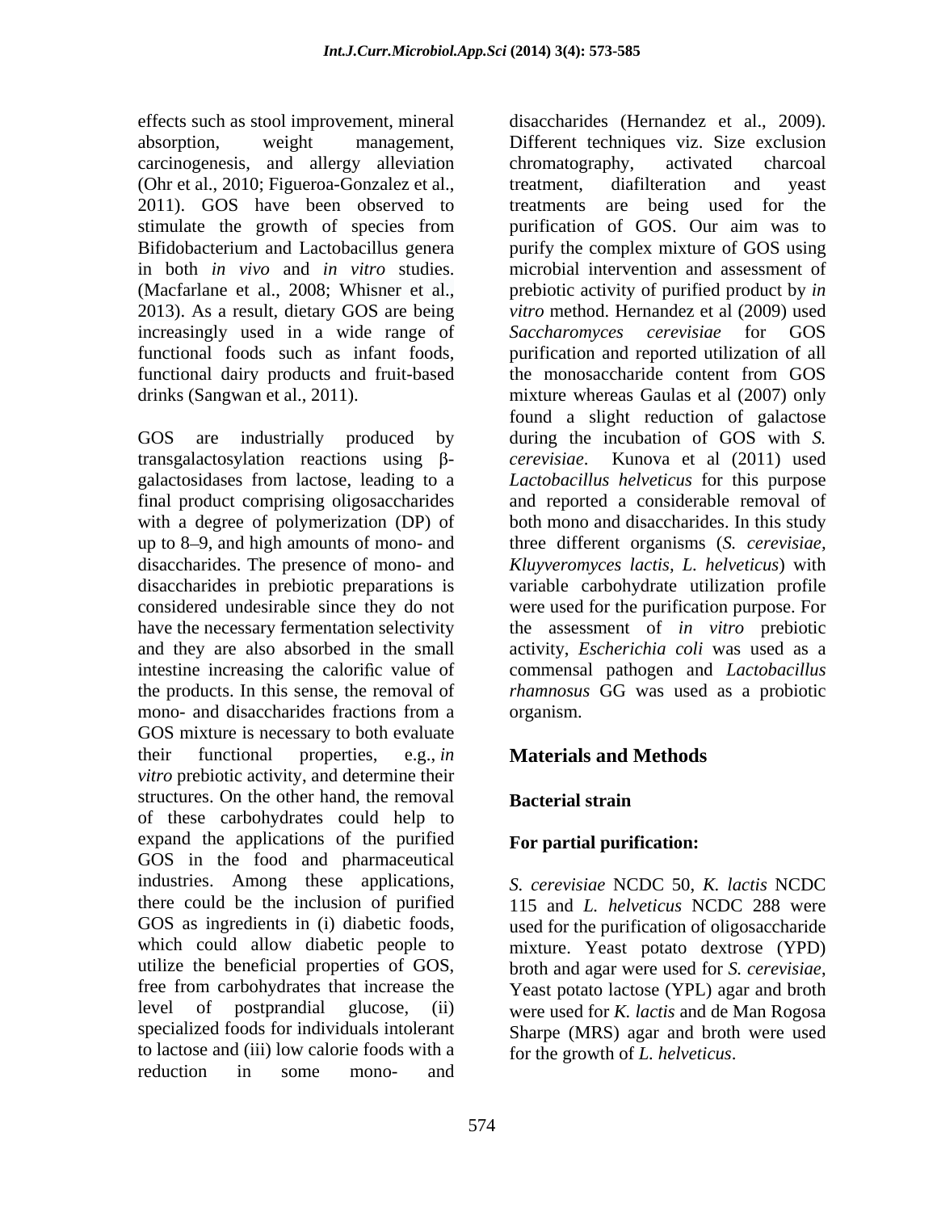effects such as stool improvement, mineral absorption, weight management, carcinogenesis, and allergy alleviation (Ohr et al., 2010; Figueroa-Gonzalez et al., 2011). GOS have been observed to stimulate the growth of species from Bifidobacterium and Lactobacillus genera in both *in vivo* and *in vitro* studies. (Macfarlane et al., 2008; Whisner et al., 2013). As a result, dietary GOS are being increasingly used in a wide range of functional foods such as infant foods, functional dairy products and fruit-based drinks (Sangwan et al., 2011).

GOS are industrially produced by transgalactosylation reactions using β-galactosidases from lactose, leading to a final product comprising oligosaccharides with a degree of polymerization (DP) of up to 8–9, and high amounts of mono- and disaccharides. The presence of mono- and disaccharides in prebiotic preparations is considered undesirable since they do not have the necessary fermentation selectivity and they are also absorbed in the small intestine increasing the calorific value of the products. In this sense, the removal of mono- and disaccharides fractions from a GOS mixture is necessary to both evaluate their functional properties, e.g., *in vitro* prebiotic activity, and determine their structures. On the other hand, the removal of these carbohydrates could help to expand the applications of the purified GOS in the food and pharmaceutical industries. Among these applications, there could be the inclusion of purified GOS as ingredients in (i) diabetic foods, which could allow diabetic people to utilize the beneficial properties of GOS, free from carbohydrates that increase the level of postprandial glucose, (ii) specialized foods for individuals intolerant to lactose and (iii) low calorie foods with a reduction in some mono- and disaccharides (Hernandez et al., 2009). Different techniques viz. Size exclusion chromatography, activated charcoal treatment, diafilteration and yeast treatments are being used for the purification of GOS. Our aim was to purify the complex mixture of GOS using microbial intervention and assessment of prebiotic activity of purified product by *in vitro* method. Hernandez et al (2009) used *Saccharomyces cerevisiae* for GOS purification and reported utilization of all the monosaccharide content from GOS mixture whereas Gaulas et al (2007) only found a slight reduction of galactose during the incubation of GOS with *S. cerevisiae*. Kunova et al (2011) used *Lactobacillus helveticus* for this purpose and reported a considerable removal of both mono and disaccharides. In this study three different organisms (*S. cerevisiae, Kluyveromyces lactis, L. helveticus*) with variable carbohydrate utilization profile were used for the purification purpose. For the assessment of *in vitro* prebiotic activity, *Escherichia coli* was used as a commensal pathogen and *Lactobacillus rhamnosus* GG was used as a probiotic organism.

## Materials and Methods

### Bacterial strain

### For partial purification:

*S. cerevisiae* NCDC 50, *K. lactis* NCDC 115 and *L. helveticus* NCDC 288 were used for the purification of oligosaccharide mixture. Yeast potato dextrose (YPD) broth and agar were used for *S. cerevisiae*, Yeast potato lactose (YPL) agar and broth were used for *K. lactis* and de Man Rogosa Sharpe (MRS) agar and broth were used for the growth of *L. helveticus*.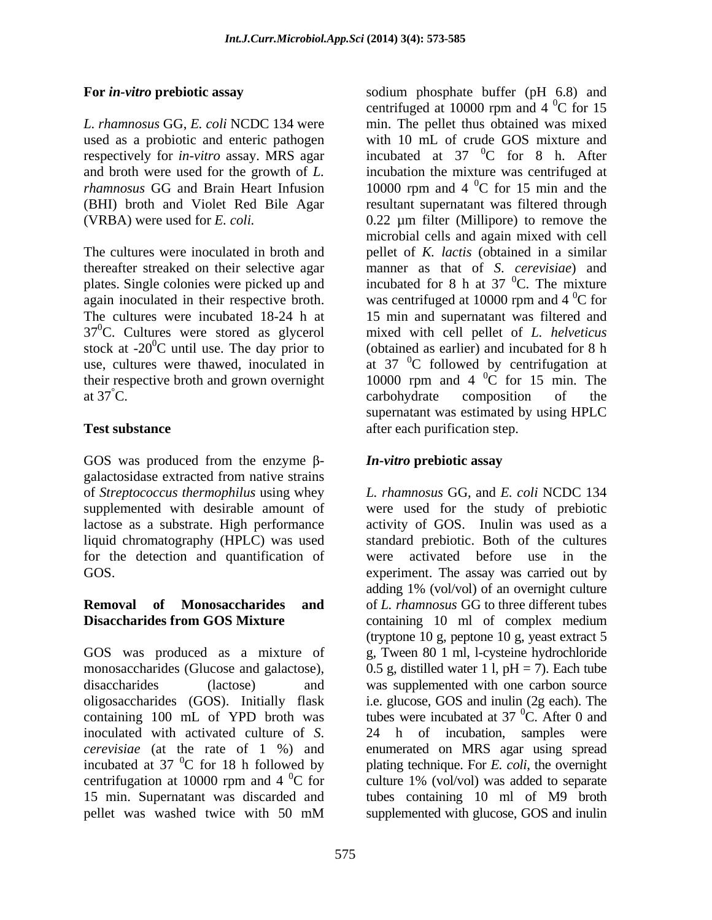### For *in-vitro* prebiotic assay

*L. rhamnosus* GG, *E. coli* NCDC 134 were used as a probiotic and enteric pathogen respectively for *in-vitro* assay. MRS agar and broth were used for the growth of *L. rhamnosus* GG and Brain Heart Infusion (BHI) broth and Violet Red Bile Agar (VRBA) were used for *E. coli.*

The cultures were inoculated in broth and thereafter streaked on their selective agar plates. Single colonies were picked up and again inoculated in their respective broth. The cultures were incubated 18-24 h at $37^0$C. Cultures were stored as glycerol stock at $-20^0$C until use. The day prior to use, cultures were thawed, inoculated in their respective broth and grown overnight at $37^{\circ}$C.

### Test substance

GOS was produced from the enzyme β-galactosidase extracted from native strains of *Streptococcus thermophilus* using whey supplemented with desirable amount of lactose as a substrate. High performance liquid chromatography (HPLC) was used for the detection and quantification of GOS.

### Removal of Monosaccharides and Disaccharides from GOS Mixture

GOS was produced as a mixture of monosaccharides (Glucose and galactose), disaccharides (lactose) and oligosaccharides (GOS). Initially flask containing 100 mL of YPD broth was inoculated with activated culture of *S. cerevisiae* (at the rate of 1 %) and incubated at 37 $^0$C for 18 h followed by centrifugation at 10000 rpm and 4 $^0$C for 15 min. Supernatant was discarded and pellet was washed twice with 50 mM sodium phosphate buffer (pH 6.8) and centrifuged at 10000 rpm and 4 $^0$C for 15 min. The pellet thus obtained was mixed with 10 mL of crude GOS mixture and incubated at 37 $^0$C for 8 h. After incubation the mixture was centrifuged at 10000 rpm and 4 $^0$C for 15 min and the resultant supernatant was filtered through 0.22 μm filter (Millipore) to remove the microbial cells and again mixed with cell pellet of *K. lactis* (obtained in a similar manner as that of *S. cerevisiae*) and incubated for 8 h at 37 $^0$C. The mixture was centrifuged at 10000 rpm and 4 $^0$C for 15 min and supernatant was filtered and mixed with cell pellet of *L. helveticus* (obtained as earlier) and incubated for 8 h at 37 $^0$C followed by centrifugation at 10000 rpm and 4 $^0$C for 15 min. The carbohydrate composition of the supernatant was estimated by using HPLC after each purification step.

### *In-vitro* prebiotic assay

*L. rhamnosus* GG, and *E. coli* NCDC 134 were used for the study of prebiotic activity of GOS. Inulin was used as a standard prebiotic. Both of the cultures were activated before use in the experiment. The assay was carried out by adding 1% (vol/vol) of an overnight culture of *L. rhamnosus* GG to three different tubes containing 10 ml of complex medium (tryptone 10 g, peptone 10 g, yeast extract 5 g, Tween 80 1 ml, l-cysteine hydrochloride 0.5 g, distilled water 1 l, pH = 7). Each tube was supplemented with one carbon source i.e. glucose, GOS and inulin (2g each). The tubes were incubated at 37 $^0$C. After 0 and 24 h of incubation, samples were enumerated on MRS agar using spread plating technique. For *E. coli*, the overnight culture 1% (vol/vol) was added to separate tubes containing 10 ml of M9 broth supplemented with glucose, GOS and inulin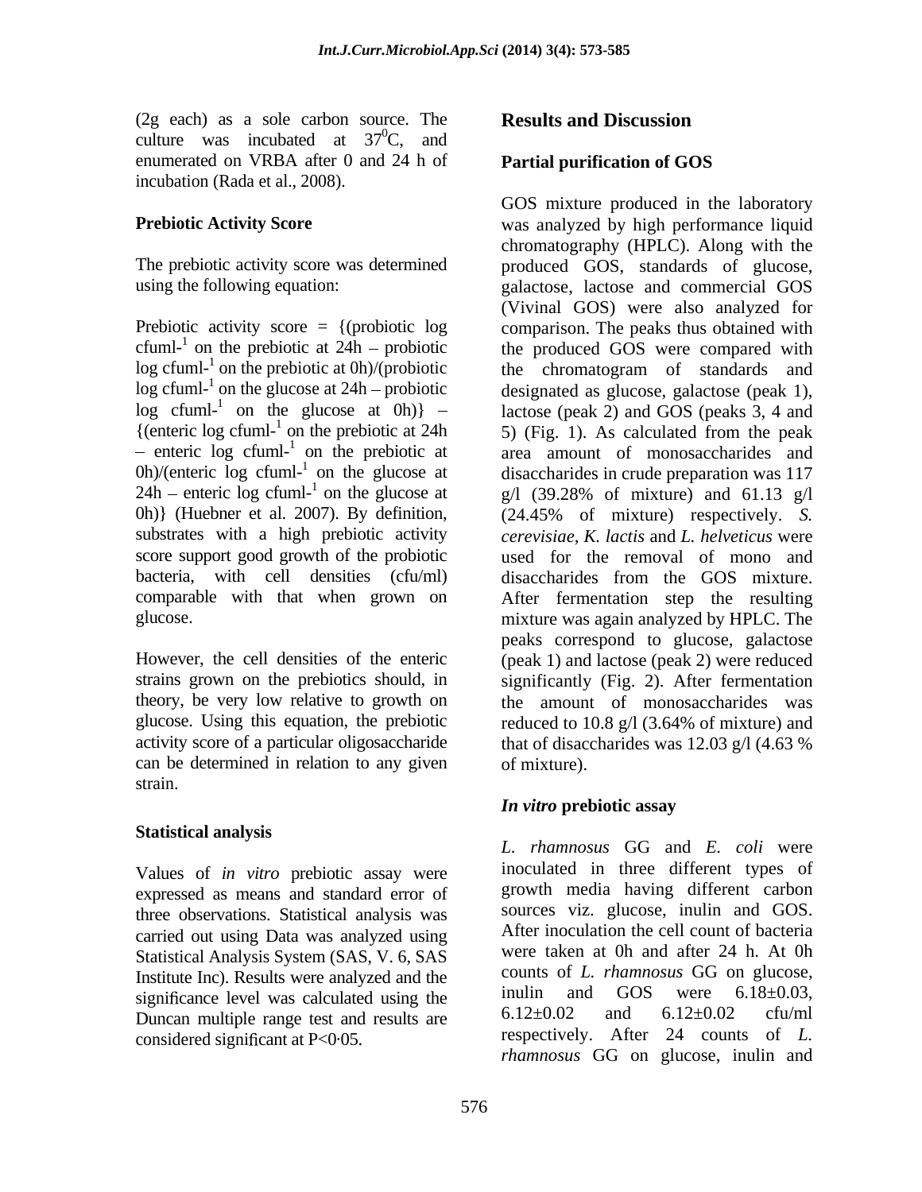(2g each) as a sole carbon source. The culture was incubated at $37^0$C, and enumerated on VRBA after 0 and 24 h of incubation (Rada et al., 2008).

### Prebiotic Activity Score

The prebiotic activity score was determined using the following equation:

Prebiotic activity score = {(probiotic log cfuml$^{-1}$ on the prebiotic at 24h – probiotic log cfuml$^{-1}$ on the prebiotic at 0h)/(probiotic log cfuml$^{-1}$ on the glucose at 24h – probiotic log cfuml$^{-1}$ on the glucose at 0h)} – {(enteric log cfuml$^{-1}$ on the prebiotic at 24h – enteric log cfuml$^{-1}$ on the prebiotic at 0h)/(enteric log cfuml$^{-1}$ on the glucose at 24h – enteric log cfuml$^{-1}$ on the glucose at 0h)} (Huebner et al. 2007). By definition, substrates with a high prebiotic activity score support good growth of the probiotic bacteria, with cell densities (cfu/ml) comparable with that when grown on glucose.

However, the cell densities of the enteric strains grown on the prebiotics should, in theory, be very low relative to growth on glucose. Using this equation, the prebiotic activity score of a particular oligosaccharide can be determined in relation to any given strain.

### Statistical analysis

Values of *in vitro* prebiotic assay were expressed as means and standard error of three observations. Statistical analysis was carried out using Data was analyzed using Statistical Analysis System (SAS, V. 6, SAS Institute Inc). Results were analyzed and the significance level was calculated using the Duncan multiple range test and results are considered significant at $P<0.05$.

## Results and Discussion

### Partial purification of GOS

GOS mixture produced in the laboratory was analyzed by high performance liquid chromatography (HPLC). Along with the produced GOS, standards of glucose, galactose, lactose and commercial GOS (Vivinal GOS) were also analyzed for comparison. The peaks thus obtained with the produced GOS were compared with the chromatogram of standards and designated as glucose, galactose (peak 1), lactose (peak 2) and GOS (peaks 3, 4 and 5) (Fig. 1). As calculated from the peak area amount of monosaccharides and disaccharides in crude preparation was 117 g/l (39.28% of mixture) and 61.13 g/l (24.45% of mixture) respectively. *S. cerevisiae*, *K. lactis* and *L. helveticus* were used for the removal of mono and disaccharides from the GOS mixture. After fermentation step the resulting mixture was again analyzed by HPLC. The peaks correspond to glucose, galactose (peak 1) and lactose (peak 2) were reduced significantly (Fig. 2). After fermentation the amount of monosaccharides was reduced to 10.8 g/l (3.64% of mixture) and that of disaccharides was 12.03 g/l (4.63 % of mixture).

### *In vitro* prebiotic assay

*L. rhamnosus* GG and *E. coli* were inoculated in three different types of growth media having different carbon sources viz. glucose, inulin and GOS. After inoculation the cell count of bacteria were taken at 0h and after 24 h. At 0h counts of *L. rhamnosus* GG on glucose, inulin and GOS were $6.18\pm0.03$, $6.12\pm0.02$ and $6.12\pm0.02$ cfu/ml respectively. After 24 counts of *L. rhamnosus* GG on glucose, inulin and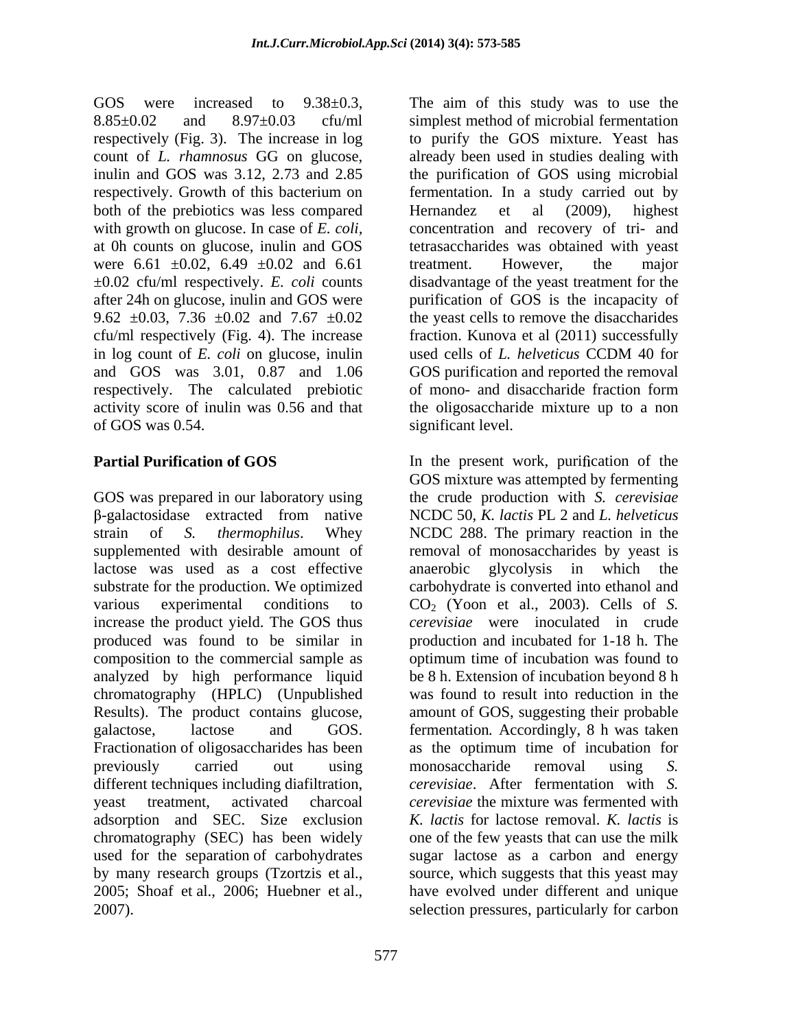GOS were increased to 9.38±0.3, 8.85±0.02 and 8.97±0.03 cfu/ml respectively (Fig. 3). The increase in log count of *L. rhamnosus* GG on glucose, inulin and GOS was 3.12, 2.73 and 2.85 respectively. Growth of this bacterium on both of the prebiotics was less compared with growth on glucose. In case of *E. coli*, at 0h counts on glucose, inulin and GOS were 6.61 ±0.02, 6.49 ±0.02 and 6.61 ±0.02 cfu/ml respectively. *E. coli* counts after 24h on glucose, inulin and GOS were 9.62 ±0.03, 7.36 ±0.02 and 7.67 ±0.02 cfu/ml respectively (Fig. 4). The increase in log count of *E. coli* on glucose, inulin and GOS was 3.01, 0.87 and 1.06 respectively. The calculated prebiotic activity score of inulin was 0.56 and that of GOS was 0.54.

## Partial Purification of GOS

GOS was prepared in our laboratory using β-galactosidase extracted from native strain of *S. thermophilus*. Whey supplemented with desirable amount of lactose was used as a cost effective substrate for the production. We optimized various experimental conditions to increase the product yield. The GOS thus produced was found to be similar in composition to the commercial sample as analyzed by high performance liquid chromatography (HPLC) (Unpublished Results). The product contains glucose, galactose, lactose and GOS. Fractionation of oligosaccharides has been previously carried out using different techniques including diafiltration, yeast treatment, activated charcoal adsorption and SEC. Size exclusion chromatography (SEC) has been widely used for the separation of carbohydrates by many research groups (Tzortzis et al., 2005; Shoaf et al., 2006; Huebner et al., 2007).

The aim of this study was to use the simplest method of microbial fermentation to purify the GOS mixture. Yeast has already been used in studies dealing with the purification of GOS using microbial fermentation. In a study carried out by Hernandez et al (2009), highest concentration and recovery of tri- and tetrasaccharides was obtained with yeast treatment. However, the major disadvantage of the yeast treatment for the purification of GOS is the incapacity of the yeast cells to remove the disaccharides fraction. Kunova et al (2011) successfully used cells of *L. helveticus* CCDM 40 for GOS purification and reported the removal of mono- and disaccharide fraction form the oligosaccharide mixture up to a non significant level.

In the present work, purification of the GOS mixture was attempted by fermenting the crude production with *S. cerevisiae* NCDC 50, *K. lactis* PL 2 and *L. helveticus* NCDC 288. The primary reaction in the removal of monosaccharides by yeast is anaerobic glycolysis in which the carbohydrate is converted into ethanol and $CO_2$ (Yoon et al., 2003). Cells of *S. cerevisiae* were inoculated in crude production and incubated for 1-18 h. The optimum time of incubation was found to be 8 h. Extension of incubation beyond 8 h was found to result into reduction in the amount of GOS, suggesting their probable fermentation. Accordingly, 8 h was taken as the optimum time of incubation for monosaccharide removal using *S. cerevisiae*. After fermentation with *S. cerevisiae* the mixture was fermented with *K. lactis* for lactose removal. *K. lactis* is one of the few yeasts that can use the milk sugar lactose as a carbon and energy source, which suggests that this yeast may have evolved under different and unique selection pressures, particularly for carbon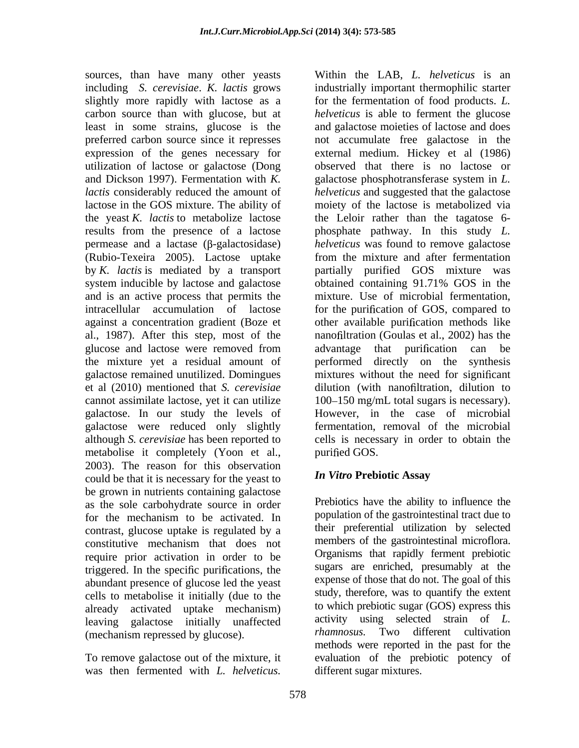sources, than have many other yeasts including *S. cerevisiae*. *K. lactis* grows slightly more rapidly with lactose as a carbon source than with glucose, but at least in some strains, glucose is the preferred carbon source since it represses expression of the genes necessary for utilization of lactose or galactose (Dong and Dickson 1997). Fermentation with *K. lactis* considerably reduced the amount of lactose in the GOS mixture. The ability of the yeast *K. lactis* to metabolize lactose results from the presence of a lactose permease and a lactase (β-galactosidase) (Rubio-Texeira 2005). Lactose uptake by *K. lactis* is mediated by a transport system inducible by lactose and galactose and is an active process that permits the intracellular accumulation of lactose against a concentration gradient (Boze et al., 1987). After this step, most of the glucose and lactose were removed from the mixture yet a residual amount of galactose remained unutilized. Domingues et al (2010) mentioned that *S. cerevisiae* cannot assimilate lactose, yet it can utilize galactose. In our study the levels of galactose were reduced only slightly although *S. cerevisiae* has been reported to metabolise it completely (Yoon et al., 2003). The reason for this observation could be that it is necessary for the yeast to be grown in nutrients containing galactose as the sole carbohydrate source in order for the mechanism to be activated. In contrast, glucose uptake is regulated by a constitutive mechanism that does not require prior activation in order to be triggered. In the specific purifications, the abundant presence of glucose led the yeast cells to metabolise it initially (due to the already activated uptake mechanism) leaving galactose initially unaffected (mechanism repressed by glucose).

To remove galactose out of the mixture, it was then fermented with *L. helveticus*. Within the LAB, *L. helveticus* is an industrially important thermophilic starter for the fermentation of food products. *L. helveticus* is able to ferment the glucose and galactose moieties of lactose and does not accumulate free galactose in the external medium. Hickey et al (1986) observed that there is no lactose or galactose phosphotransferase system in *L. helveticus* and suggested that the galactose moiety of the lactose is metabolized via the Leloir rather than the tagatose 6-phosphate pathway. In this study *L. helveticus* was found to remove galactose from the mixture and after fermentation partially purified GOS mixture was obtained containing 91.71% GOS in the mixture. Use of microbial fermentation, for the purification of GOS, compared to other available purification methods like nanofiltration (Goulas et al., 2002) has the advantage that purification can be performed directly on the synthesis mixtures without the need for significant dilution (with nanofiltration, dilution to 100–150 mg/mL total sugars is necessary). However, in the case of microbial fermentation, removal of the microbial cells is necessary in order to obtain the purified GOS.

### *In Vitro* Prebiotic Assay

Prebiotics have the ability to influence the population of the gastrointestinal tract due to their preferential utilization by selected members of the gastrointestinal microflora. Organisms that rapidly ferment prebiotic sugars are enriched, presumably at the expense of those that do not. The goal of this study, therefore, was to quantify the extent to which prebiotic sugar (GOS) express this activity using selected strain of *L. rhamnosus.* Two different cultivation methods were reported in the past for the evaluation of the prebiotic potency of different sugar mixtures.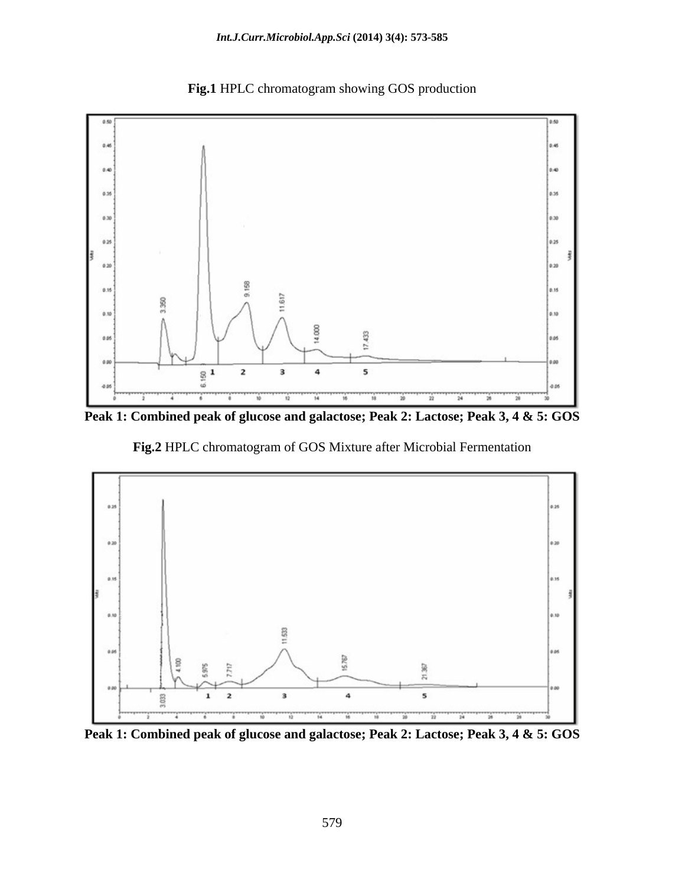**Fig.1** HPLC chromatogram showing GOS production

**Peak 1: Combined peak of glucose and galactose; Peak 2: Lactose; Peak 3, 4 & 5: GOS**

**Fig.2** HPLC chromatogram of GOS Mixture after Microbial Fermentation

**Peak 1: Combined peak of glucose and galactose; Peak 2: Lactose; Peak 3, 4 & 5: GOS**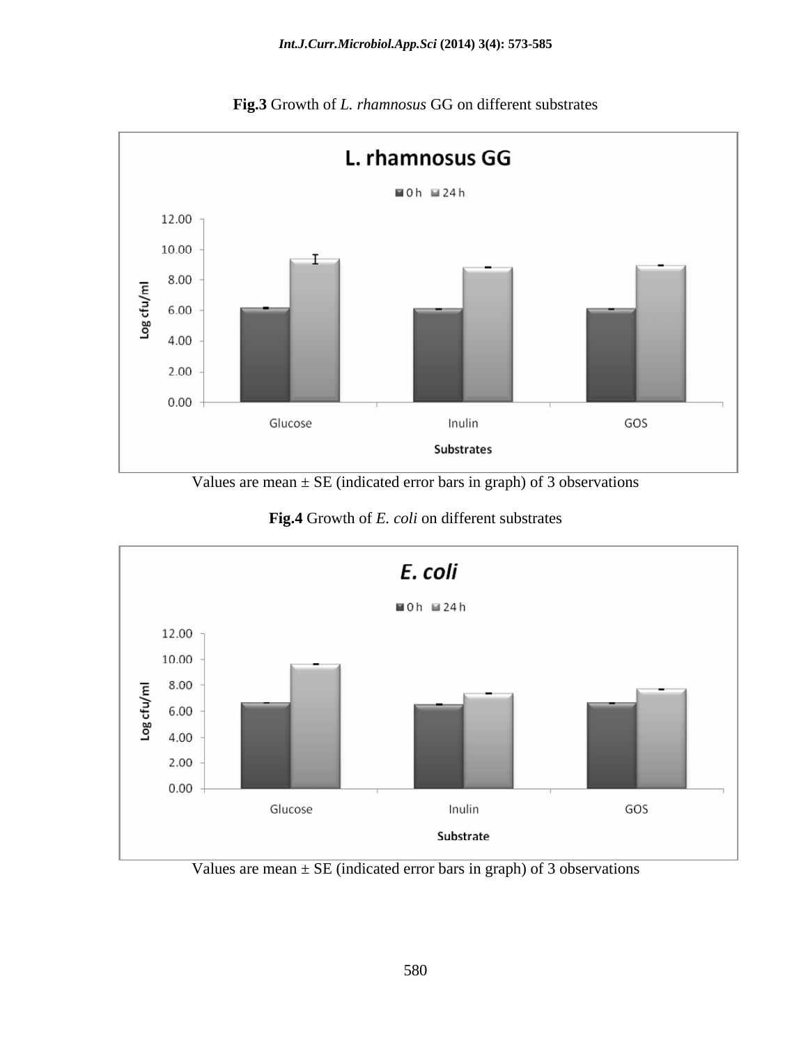**Fig.3** Growth of *L. rhamnosus* GG on different substrates

Values are mean ± SE (indicated error bars in graph) of 3 observations

**Fig.4** Growth of *E. coli* on different substrates

Values are mean ± SE (indicated error bars in graph) of 3 observations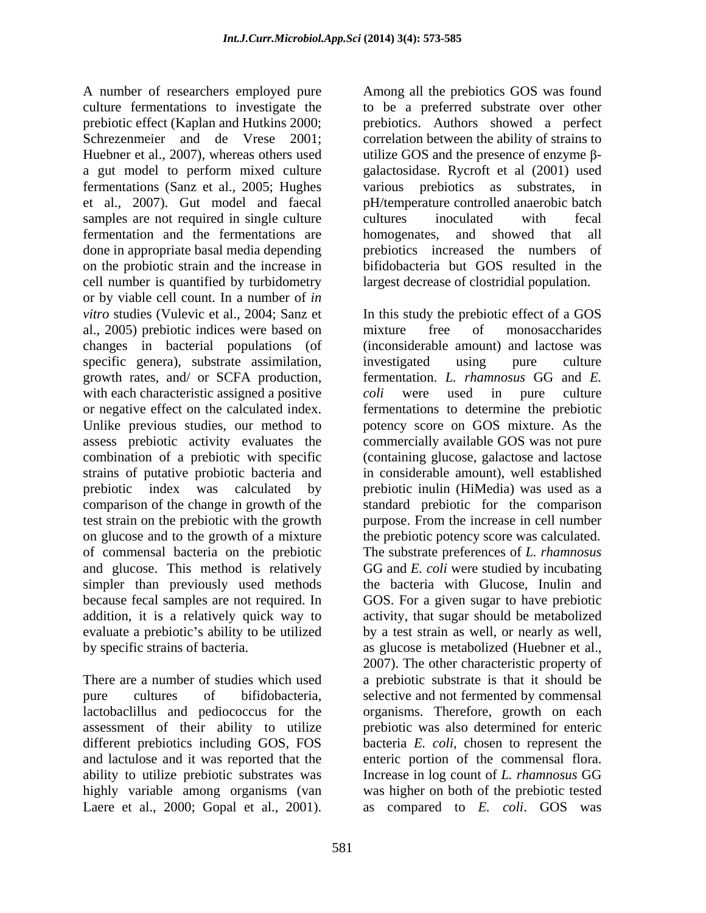A number of researchers employed pure culture fermentations to investigate the prebiotic effect (Kaplan and Hutkins 2000; Schrezenmeier and de Vrese 2001; Huebner et al., 2007), whereas others used a gut model to perform mixed culture fermentations (Sanz et al., 2005; Hughes et al., 2007). Gut model and faecal samples are not required in single culture fermentation and the fermentations are done in appropriate basal media depending on the probiotic strain and the increase in cell number is quantified by turbidometry or by viable cell count. In a number of *in vitro* studies (Vulevic et al., 2004; Sanz et al., 2005) prebiotic indices were based on changes in bacterial populations (of specific genera), substrate assimilation, growth rates, and/ or SCFA production, with each characteristic assigned a positive or negative effect on the calculated index. Unlike previous studies, our method to assess prebiotic activity evaluates the combination of a prebiotic with specific strains of putative probiotic bacteria and prebiotic index was calculated by comparison of the change in growth of the test strain on the prebiotic with the growth on glucose and to the growth of a mixture of commensal bacteria on the prebiotic and glucose. This method is relatively simpler than previously used methods because fecal samples are not required. In addition, it is a relatively quick way to evaluate a prebiotic's ability to be utilized by specific strains of bacteria.

There are a number of studies which used pure cultures of bifidobacteria, lactobaclillus and pediococcus for the assessment of their ability to utilize different prebiotics including GOS, FOS and lactulose and it was reported that the ability to utilize prebiotic substrates was highly variable among organisms (van Laere et al., 2000; Gopal et al., 2001). Among all the prebiotics GOS was found to be a preferred substrate over other prebiotics. Authors showed a perfect correlation between the ability of strains to utilize GOS and the presence of enzyme β-galactosidase. Rycroft et al (2001) used various prebiotics as substrates, in pH/temperature controlled anaerobic batch cultures inoculated with fecal homogenates, and showed that all prebiotics increased the numbers of bifidobacteria but GOS resulted in the largest decrease of clostridial population.

In this study the prebiotic effect of a GOS mixture free of monosaccharides (inconsiderable amount) and lactose was investigated using pure culture fermentation. *L. rhamnosus* GG and *E. coli* were used in pure culture fermentations to determine the prebiotic potency score on GOS mixture. As the commercially available GOS was not pure (containing glucose, galactose and lactose in considerable amount), well established prebiotic inulin (HiMedia) was used as a standard prebiotic for the comparison purpose. From the increase in cell number the prebiotic potency score was calculated. The substrate preferences of *L. rhamnosus* GG and *E. coli* were studied by incubating the bacteria with Glucose, Inulin and GOS. For a given sugar to have prebiotic activity, that sugar should be metabolized by a test strain as well, or nearly as well, as glucose is metabolized (Huebner et al., 2007). The other characteristic property of a prebiotic substrate is that it should be selective and not fermented by commensal organisms. Therefore, growth on each prebiotic was also determined for enteric bacteria *E. coli*, chosen to represent the enteric portion of the commensal flora. Increase in log count of *L. rhamnosus* GG was higher on both of the prebiotic tested as compared to *E. coli*. GOS was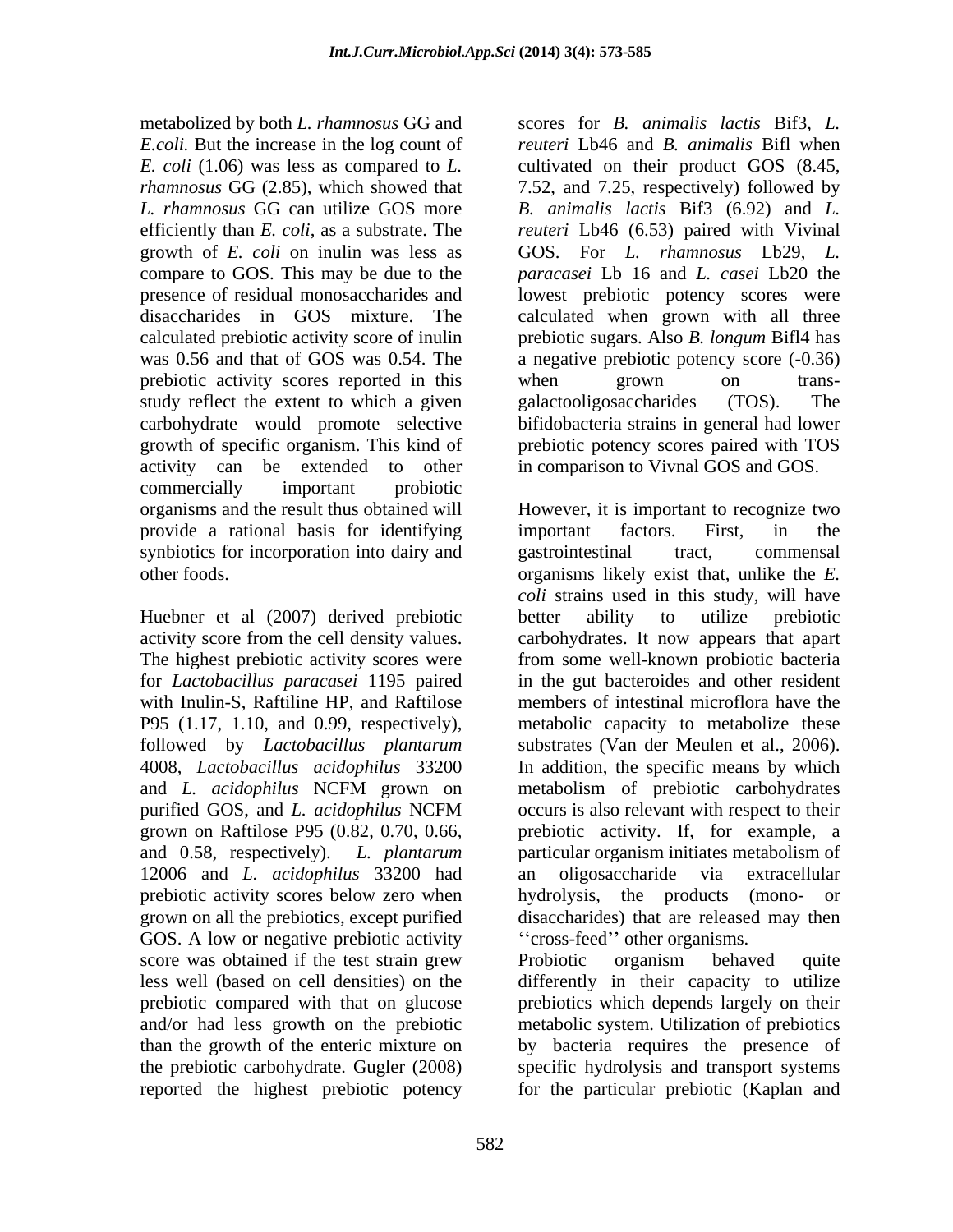metabolized by both *L. rhamnosus* GG and *E.coli.* But the increase in the log count of *E. coli* (1.06) was less as compared to *L. rhamnosus* GG (2.85), which showed that *L. rhamnosus* GG can utilize GOS more efficiently than *E. coli*, as a substrate. The growth of *E. coli* on inulin was less as compare to GOS. This may be due to the presence of residual monosaccharides and disaccharides in GOS mixture. The calculated prebiotic activity score of inulin was 0.56 and that of GOS was 0.54. The prebiotic activity scores reported in this study reflect the extent to which a given carbohydrate would promote selective growth of specific organism. This kind of activity can be extended to other commercially important probiotic organisms and the result thus obtained will provide a rational basis for identifying synbiotics for incorporation into dairy and other foods.

Huebner et al (2007) derived prebiotic activity score from the cell density values. The highest prebiotic activity scores were for *Lactobacillus paracasei* 1195 paired with Inulin-S, Raftiline HP, and Raftilose P95 (1.17, 1.10, and 0.99, respectively), followed by *Lactobacillus plantarum* 4008, *Lactobacillus acidophilus* 33200 and *L. acidophilus* NCFM grown on purified GOS, and *L. acidophilus* NCFM grown on Raftilose P95 (0.82, 0.70, 0.66, and 0.58, respectively). *L. plantarum* 12006 and *L. acidophilus* 33200 had prebiotic activity scores below zero when grown on all the prebiotics, except purified GOS. A low or negative prebiotic activity score was obtained if the test strain grew less well (based on cell densities) on the prebiotic compared with that on glucose and/or had less growth on the prebiotic than the growth of the enteric mixture on the prebiotic carbohydrate. Gugler (2008) reported the highest prebiotic potency scores for *B. animalis lactis* Bif3, *L. reuteri* Lb46 and *B. animalis* Bifl when cultivated on their product GOS (8.45, 7.52, and 7.25, respectively) followed by *B. animalis lactis* Bif3 (6.92) and *L. reuteri* Lb46 (6.53) paired with Vivinal GOS. For *L. rhamnosus* Lb29, *L. paracasei* Lb 16 and *L. casei* Lb20 the lowest prebiotic potency scores were calculated when grown with all three prebiotic sugars. Also *B. longum* Bifl4 has a negative prebiotic potency score (-0.36) when grown on trans-galactooligosaccharides (TOS). The bifidobacteria strains in general had lower prebiotic potency scores paired with TOS in comparison to Vivnal GOS and GOS.

However, it is important to recognize two important factors. First, in the gastrointestinal tract, commensal organisms likely exist that, unlike the *E. coli* strains used in this study, will have better ability to utilize prebiotic carbohydrates. It now appears that apart from some well-known probiotic bacteria in the gut bacteroides and other resident members of intestinal microflora have the metabolic capacity to metabolize these substrates (Van der Meulen et al., 2006). In addition, the specific means by which metabolism of prebiotic carbohydrates occurs is also relevant with respect to their prebiotic activity. If, for example, a particular organism initiates metabolism of an oligosaccharide via extracellular hydrolysis, the products (mono- or disaccharides) that are released may then ''cross-feed'' other organisms.

Probiotic organism behaved quite differently in their capacity to utilize prebiotics which depends largely on their metabolic system. Utilization of prebiotics by bacteria requires the presence of specific hydrolysis and transport systems for the particular prebiotic (Kaplan and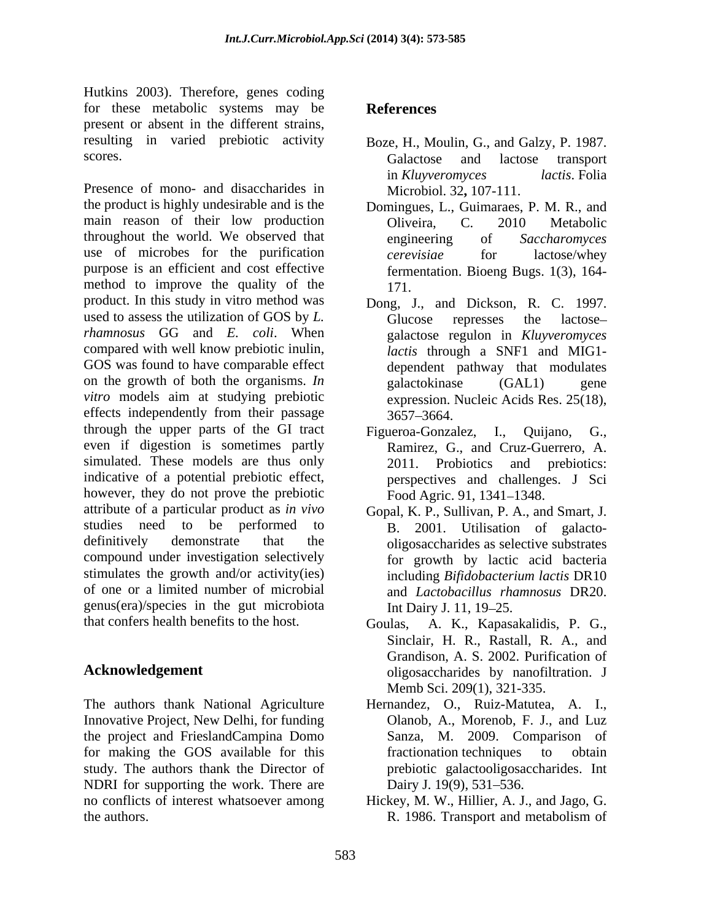Hutkins 2003). Therefore, genes coding for these metabolic systems may be present or absent in the different strains, resulting in varied prebiotic activity scores.

Presence of mono- and disaccharides in the product is highly undesirable and is the main reason of their low production throughout the world. We observed that use of microbes for the purification purpose is an efficient and cost effective method to improve the quality of the product. In this study in vitro method was used to assess the utilization of GOS by *L. rhamnosus* GG and *E. coli*. When compared with well know prebiotic inulin, GOS was found to have comparable effect on the growth of both the organisms. *In vitro* models aim at studying prebiotic effects independently from their passage through the upper parts of the GI tract even if digestion is sometimes partly simulated. These models are thus only indicative of a potential prebiotic effect, however, they do not prove the prebiotic attribute of a particular product as *in vivo* studies need to be performed to definitively demonstrate that the compound under investigation selectively stimulates the growth and/or activity(ies) of one or a limited number of microbial genus(era)/species in the gut microbiota that confers health benefits to the host.

## Acknowledgement

The authors thank National Agriculture Innovative Project, New Delhi, for funding the project and FrieslandCampina Domo for making the GOS available for this study. The authors thank the Director of NDRI for supporting the work. There are no conflicts of interest whatsoever among the authors.

## References

Boze, H., Moulin, G., and Galzy, P. 1987. Galactose and lactose transport in *Kluyveromyces lactis*. Folia Microbiol. 32**,** 107-111.

Domingues, L., Guimaraes, P. M. R., and Oliveira, C. 2010 Metabolic engineering of *Saccharomyces cerevisiae* for lactose/whey fermentation. Bioeng Bugs. 1(3), 164-171.

Dong, J., and Dickson, R. C. 1997. Glucose represses the lactose–galactose regulon in *Kluyveromyces lactis* through a SNF1 and MIG1-dependent pathway that modulates galactokinase (GAL1) gene expression. Nucleic Acids Res. 25(18), 3657–3664.

Figueroa-Gonzalez, I., Quijano, G., Ramirez, G., and Cruz-Guerrero, A. 2011. Probiotics and prebiotics: perspectives and challenges. J Sci Food Agric. 91, 1341–1348.

Gopal, K. P., Sullivan, P. A., and Smart, J. B. 2001. Utilisation of galacto-oligosaccharides as selective substrates for growth by lactic acid bacteria including *Bifidobacterium lactis* DR10 and *Lactobacillus rhamnosus* DR20. Int Dairy J. 11, 19–25.

Goulas, A. K., Kapasakalidis, P. G., Sinclair, H. R., Rastall, R. A., and Grandison, A. S. 2002. Purification of oligosaccharides by nanofiltration. J Memb Sci. 209(1), 321-335.

Hernandez, O., Ruiz-Matutea, A. I., Olanob, A., Morenob, F. J., and Luz Sanza, M. 2009. Comparison of fractionation techniques to obtain prebiotic galactooligosaccharides. Int Dairy J. 19(9), 531–536.

Hickey, M. W., Hillier, A. J., and Jago, G. R. 1986. Transport and metabolism of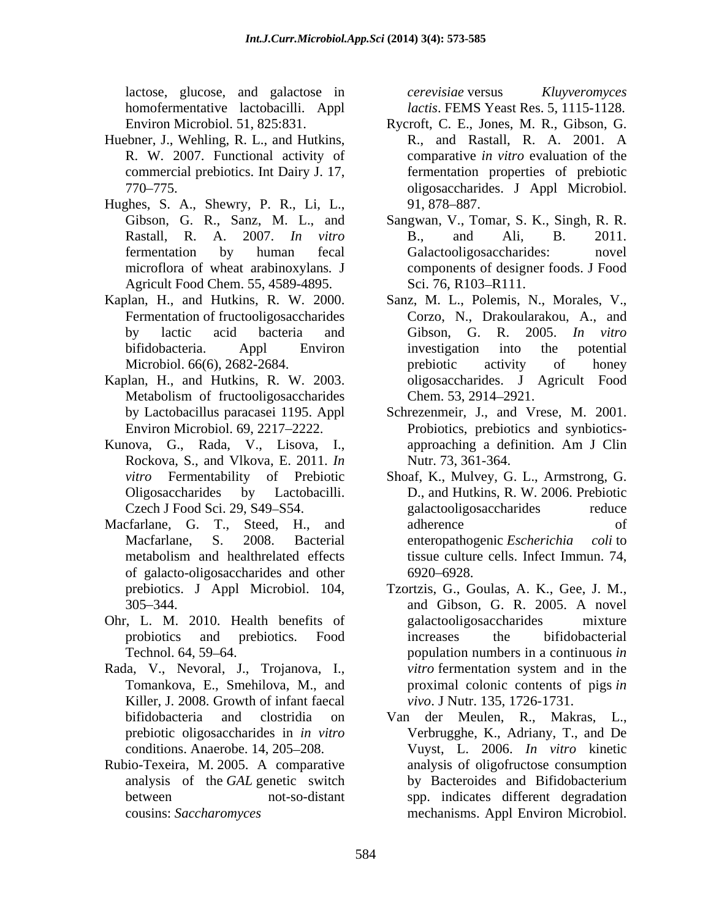lactose, glucose, and galactose in homofermentative lactobacilli. Appl Environ Microbiol. 51, 825:831.

Huebner, J., Wehling, R. L., and Hutkins, R. W. 2007. Functional activity of commercial prebiotics. Int Dairy J. 17, 770–775.

Hughes, S. A., Shewry, P. R., Li, L., Gibson, G. R., Sanz, M. L., and Rastall, R. A. 2007. *In vitro* fermentation by human fecal microflora of wheat arabinoxylans. J Agricult Food Chem. 55, 4589-4895.

Kaplan, H., and Hutkins, R. W. 2000. Fermentation of fructooligosaccharides by lactic acid bacteria and bifidobacteria. Appl Environ Microbiol. 66(6), 2682-2684.

Kaplan, H., and Hutkins, R. W. 2003. Metabolism of fructooligosaccharides by Lactobacillus paracasei 1195. Appl Environ Microbiol. 69, 2217–2222.

Kunova, G., Rada, V., Lisova, I., Rockova, S., and Vlkova, E. 2011. *In vitro* Fermentability of Prebiotic Oligosaccharides by Lactobacilli. Czech J Food Sci. 29, S49–S54.

Macfarlane, G. T., Steed, H., and Macfarlane, S. 2008. Bacterial metabolism and healthrelated effects of galacto-oligosaccharides and other prebiotics. J Appl Microbiol. 104, 305–344.

Ohr, L. M. 2010. Health benefits of probiotics and prebiotics. Food Technol. 64, 59–64.

Rada, V., Nevoral, J., Trojanova, I., Tomankova, E., Smehilova, M., and Killer, J. 2008. Growth of infant faecal bifidobacteria and clostridia on prebiotic oligosaccharides in *in vitro* conditions. Anaerobe. 14, 205–208.

Rubio-Texeira, M. 2005. A comparative analysis of the *GAL* genetic switch between not-so-distant cousins: *Saccharomyces cerevisiae* versus *Kluyveromyces lactis*. FEMS Yeast Res. 5, 1115-1128.

Rycroft, C. E., Jones, M. R., Gibson, G. R., and Rastall, R. A. 2001. A comparative *in vitro* evaluation of the fermentation properties of prebiotic oligosaccharides. J Appl Microbiol. 91, 878–887.

Sangwan, V., Tomar, S. K., Singh, R. R. B., and Ali, B. 2011. Galactooligosaccharides: novel components of designer foods. J Food Sci. 76, R103–R111.

Sanz, M. L., Polemis, N., Morales, V., Corzo, N., Drakoularakou, A., and Gibson, G. R. 2005. *In vitro* investigation into the potential prebiotic activity of honey oligosaccharides. J Agricult Food Chem. 53, 2914–2921.

Schrezenmeir, J., and Vrese, M. 2001. Probiotics, prebiotics and synbiotics-approaching a definition. Am J Clin Nutr. 73, 361-364.

Shoaf, K., Mulvey, G. L., Armstrong, G. D., and Hutkins, R. W. 2006. Prebiotic galactooligosaccharides reduce adherence of enteropathogenic *Escherichia coli* to tissue culture cells. Infect Immun. 74, 6920–6928.

Tzortzis, G., Goulas, A. K., Gee, J. M., and Gibson, G. R. 2005. A novel galactooligosaccharides mixture increases the bifidobacterial population numbers in a continuous *in vitro* fermentation system and in the proximal colonic contents of pigs *in vivo*. J Nutr. 135, 1726-1731.

Van der Meulen, R., Makras, L., Verbrugghe, K., Adriany, T., and De Vuyst, L. 2006. *In vitro* kinetic analysis of oligofructose consumption by Bacteroides and Bifidobacterium spp. indicates different degradation mechanisms. Appl Environ Microbiol.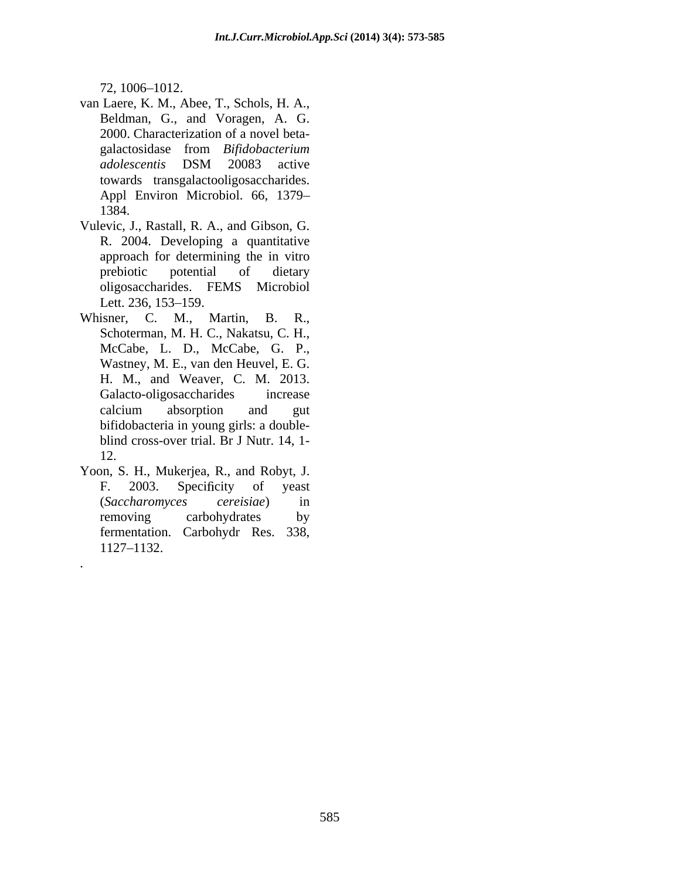72, 1006–1012.

van Laere, K. M., Abee, T., Schols, H. A., Beldman, G., and Voragen, A. G. 2000. Characterization of a novel beta-galactosidase from *Bifidobacterium adolescentis* DSM 20083 active towards transgalactooligosaccharides. Appl Environ Microbiol. 66, 1379–1384.

Vulevic, J., Rastall, R. A., and Gibson, G. R. 2004. Developing a quantitative approach for determining the in vitro prebiotic potential of dietary oligosaccharides. FEMS Microbiol Lett. 236, 153–159.

Whisner, C. M., Martin, B. R., Schoterman, M. H. C., Nakatsu, C. H., McCabe, L. D., McCabe, G. P., Wastney, M. E., van den Heuvel, E. G. H. M., and Weaver, C. M. 2013. Galacto-oligosaccharides increase calcium absorption and gut bifidobacteria in young girls: a double-blind cross-over trial. Br J Nutr. 14, 1-12.

Yoon, S. H., Mukerjea, R., and Robyt, J. F. 2003. Specificity of yeast (*Saccharomyces cereisiae*) in removing carbohydrates by fermentation. Carbohydr Res. 338, 1127–1132.

.